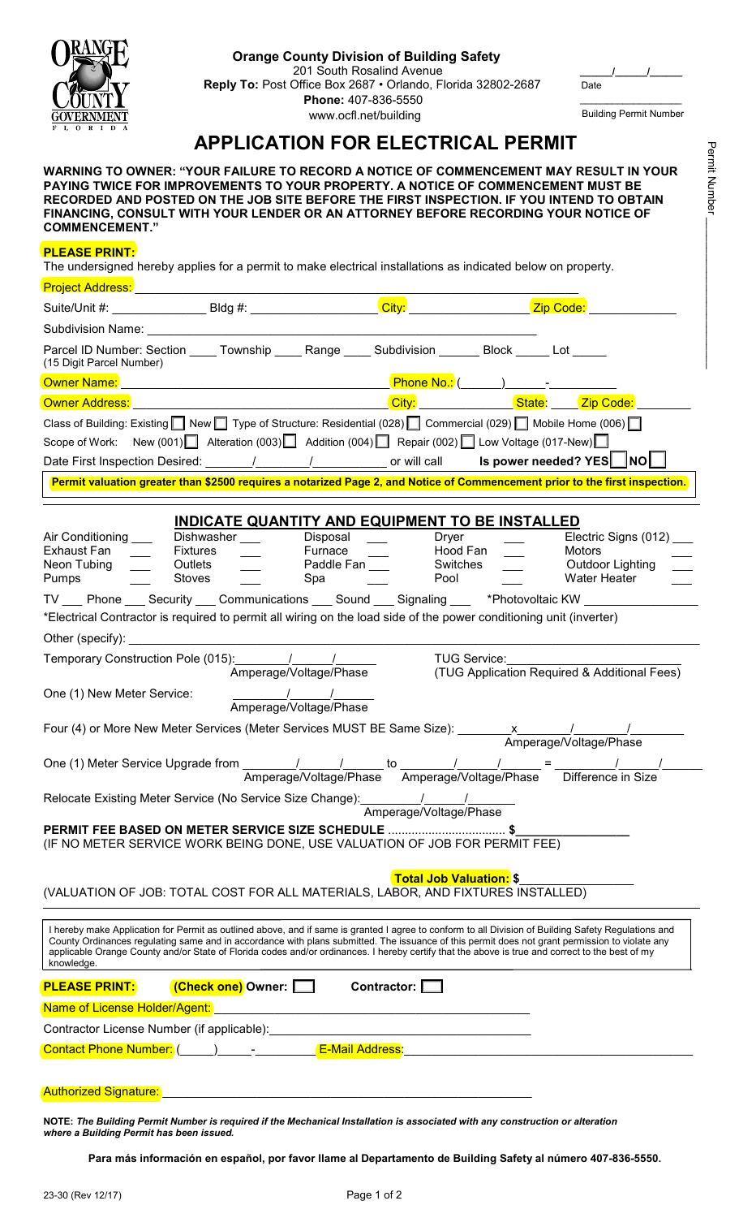**Orange County Division of Building Safety**
201 South Rosalind Avenue
**Reply To:** Post Office Box 2687 • Orlando, Florida 32802-2687
**Phone:** 407-836-5550
www.ocfl.net/building

_____/_____/_____
Date

_______________
Building Permit Number

Permit Number _______________

# APPLICATION FOR ELECTRICAL PERMIT

**WARNING TO OWNER: "YOUR FAILURE TO RECORD A NOTICE OF COMMENCEMENT MAY RESULT IN YOUR PAYING TWICE FOR IMPROVEMENTS TO YOUR PROPERTY. A NOTICE OF COMMENCEMENT MUST BE RECORDED AND POSTED ON THE JOB SITE BEFORE THE FIRST INSPECTION. IF YOU INTEND TO OBTAIN FINANCING, CONSULT WITH YOUR LENDER OR AN ATTORNEY BEFORE RECORDING YOUR NOTICE OF COMMENCEMENT."**

**PLEASE PRINT:**

The undersigned hereby applies for a permit to make electrical installations as indicated below on property.

Project Address: _______________________________________________

Suite/Unit #: ____________ Bldg #: ______________ City: ______________ Zip Code: __________

Subdivision Name: _______________________________________________

Parcel ID Number: Section ____ Township ____ Range ____ Subdivision ______ Block _____ Lot _____
(15 Digit Parcel Number)

Owner Name: _______________________________ Phone No.: (_____)_____-________

Owner Address: _____________________________ City: ____________ State: ____ Zip Code: ________

Class of Building: Existing ☐ New ☐ Type of Structure: Residential (028) ☐ Commercial (029) ☐ Mobile Home (006) ☐

Scope of Work: New (001) ☐ Alteration (003) ☐ Addition (004) ☐ Repair (002) ☐ Low Voltage (017-New) ☐

Date First Inspection Desired: ______/______/__________ or will call **Is power needed? YES** ☐ **NO** ☐

**Permit valuation greater than $2500 requires a notarized Page 2, and Notice of Commencement prior to the first inspection.**

## INDICATE QUANTITY AND EQUIPMENT TO BE INSTALLED

| | | | | |
|---|---|---|---|---|
| Air Conditioning ___ | Dishwasher ___ | Disposal ___ | Dryer ___ | Electric Signs (012) ___ |
| Exhaust Fan ___ | Fixtures ___ | Furnace ___ | Hood Fan ___ | Motors ___ |
| Neon Tubing ___ | Outlets ___ | Paddle Fan ___ | Switches ___ | Outdoor Lighting ___ |
| Pumps ___ | Stoves ___ | Spa ___ | Pool ___ | Water Heater ___ |

TV ___ Phone ___ Security ___ Communications ___ Sound ___ Signaling ___ *Photovoltaic KW ______________

*Electrical Contractor is required to permit all wiring on the load side of the power conditioning unit (inverter)

Other (specify): _______________________________________________

Temporary Construction Pole (015): ______/______/______ (Amperage/Voltage/Phase)  TUG Service: ____________________ (TUG Application Required & Additional Fees)

One (1) New Meter Service: ______/______/______ (Amperage/Voltage/Phase)

Four (4) or More New Meter Services (Meter Services MUST BE Same Size): ______x______/______/______ (Amperage/Voltage/Phase)

One (1) Meter Service Upgrade from ______/______/______ (Amperage/Voltage/Phase) to ______/______/______ (Amperage/Voltage/Phase) = ______/______/______ (Difference in Size)

Relocate Existing Meter Service (No Service Size Change): ______/______/______ (Amperage/Voltage/Phase)

**PERMIT FEE BASED ON METER SERVICE SIZE SCHEDULE** ................................ **$**______________
(IF NO METER SERVICE WORK BEING DONE, USE VALUATION OF JOB FOR PERMIT FEE)

**Total Job Valuation: $**______________
(VALUATION OF JOB: TOTAL COST FOR ALL MATERIALS, LABOR, AND FIXTURES INSTALLED)

I hereby make Application for Permit as outlined above, and if same is granted I agree to conform to all Division of Building Safety Regulations and County Ordinances regulating same and in accordance with plans submitted. The issuance of this permit does not grant permission to violate any applicable Orange County and/or State of Florida codes and/or ordinances. I hereby certify that the above is true and correct to the best of my knowledge.

**PLEASE PRINT:** **(Check one) Owner:** ☐ **Contractor:** ☐

Name of License Holder/Agent: _______________________________________________

Contractor License Number (if applicable): _______________________________________

Contact Phone Number: (_____)_____-________ E-Mail Address: ______________________________

Authorized Signature: _______________________________________________

**NOTE:** ***The Building Permit Number is required if the Mechanical Installation is associated with any construction or alteration where a Building Permit has been issued.***

**Para más información en español, por favor llame al Departamento de Building Safety al número 407-836-5550.**

23-30 (Rev 12/17)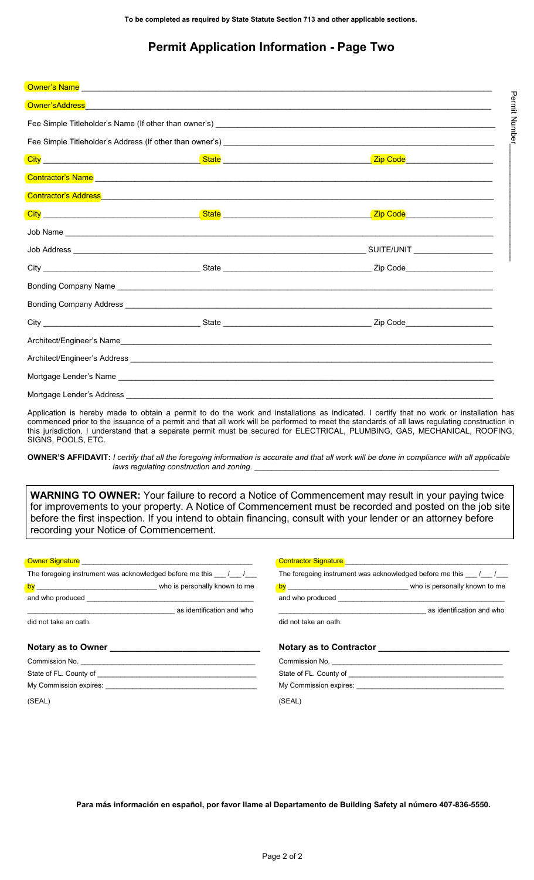To be completed as required by State Statute Section 713 and other applicable sections.

# Permit Application Information - Page Two

Permit Number ______________________

Owner's Name ______________________________________________________________

Owner'sAddress ______________________________________________________________

Fee Simple Titleholder's Name (If other than owner's) ______________________________________

Fee Simple Titleholder's Address (If other than owner's) ____________________________________

City ______________________ State ______________________ Zip Code ______________

Contractor's Name ______________________________________________________________

Contractor's Address ______________________________________________________________

City ______________________ State ______________________ Zip Code ______________

Job Name ______________________________________________________________

Job Address ______________________________________________ SUITE/UNIT ______________

City ______________________ State ______________________ Zip Code ______________

Bonding Company Name ______________________________________________________________

Bonding Company Address ______________________________________________________________

City ______________________ State ______________________ Zip Code ______________

Architect/Engineer's Name ______________________________________________________________

Architect/Engineer's Address ______________________________________________________________

Mortgage Lender's Name ______________________________________________________________

Mortgage Lender's Address ______________________________________________________________

Application is hereby made to obtain a permit to do the work and installations as indicated. I certify that no work or installation has commenced prior to the issuance of a permit and that all work will be performed to meet the standards of all laws regulating construction in this jurisdiction. I understand that a separate permit must be secured for ELECTRICAL, PLUMBING, GAS, MECHANICAL, ROOFING, SIGNS, POOLS, ETC.

**OWNER'S AFFIDAVIT:** *I certify that all the foregoing information is accurate and that all work will be done in compliance with all applicable laws regulating construction and zoning.* ______________________________________

**WARNING TO OWNER:** Your failure to record a Notice of Commencement may result in your paying twice for improvements to your property. A Notice of Commencement must be recorded and posted on the job site before the first inspection. If you intend to obtain financing, consult with your lender or an attorney before recording your Notice of Commencement.

Owner Signature ______________________________________

The foregoing instrument was acknowledged before me this ___ /___ /___

by ______________________________ who is personally known to me

and who produced ______________________________________

______________________________ as identification and who

did not take an oath.

**Notary as to Owner** ______________________________

Commission No. ______________________________________

State of FL. County of ______________________________

My Commission expires: ______________________________

(SEAL)

Contractor Signature ______________________________________

The foregoing instrument was acknowledged before me this ___ /___ /___

by ______________________________ who is personally known to me

and who produced ______________________________________

______________________________ as identification and who

did not take an oath.

**Notary as to Contractor** ______________________________

Commission No. ______________________________________

State of FL. County of ______________________________

My Commission expires: ______________________________

(SEAL)

**Para más información en español, por favor llame al Departamento de Building Safety al número 407-836-5550.**